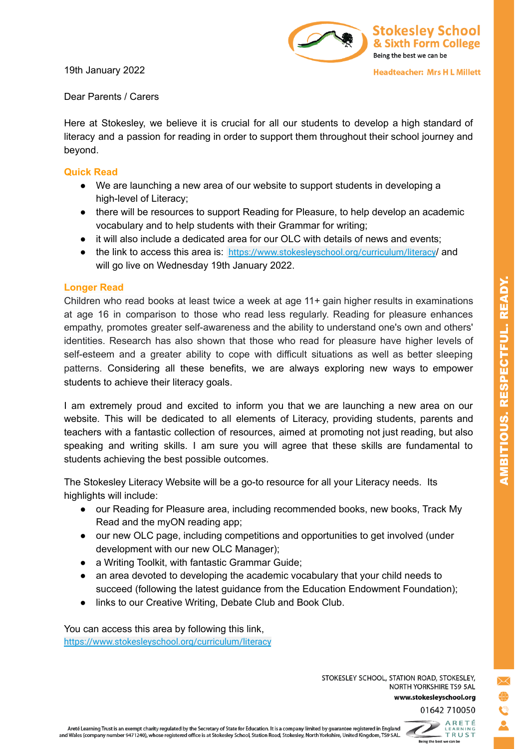Stokesley School & Sixth Form College

Being the best we can be

Headteacher: Mrs H L Millett

19th January 2022

Dear Parents / Carers

Here at Stokesley, we believe it is crucial for all our students to develop a high standard of literacy and a passion for reading in order to support them throughout their school journey and beyond.

### Quick Read

- We are launching a new area of our website to support students in developing a high-level of Literacy;
- there will be resources to support Reading for Pleasure, to help develop an academic vocabulary and to help students with their Grammar for writing;
- it will also include a dedicated area for our OLC with details of news and events;
- the link to access this area is: https://www.stokesleyschool.org/curriculum/literacy/ and will go live on Wednesday 19th January 2022.

### Longer Read

Children who read books at least twice a week at age 11+ gain higher results in examinations at age 16 in comparison to those who read less regularly. Reading for pleasure enhances empathy, promotes greater self-awareness and the ability to understand one's own and others' identities. Research has also shown that those who read for pleasure have higher levels of self-esteem and a greater ability to cope with difficult situations as well as better sleeping patterns. Considering all these benefits, we are always exploring new ways to empower students to achieve their literacy goals.

I am extremely proud and excited to inform you that we are launching a new area on our website. This will be dedicated to all elements of Literacy, providing students, parents and teachers with a fantastic collection of resources, aimed at promoting not just reading, but also speaking and writing skills. I am sure you will agree that these skills are fundamental to students achieving the best possible outcomes.

The Stokesley Literacy Website will be a go-to resource for all your Literacy needs. Its highlights will include:

- our Reading for Pleasure area, including recommended books, new books, Track My Read and the myON reading app;
- our new OLC page, including competitions and opportunities to get involved (under development with our new OLC Manager);
- a Writing Toolkit, with fantastic Grammar Guide;
- an area devoted to developing the academic vocabulary that your child needs to succeed (following the latest guidance from the Education Endowment Foundation);
- links to our Creative Writing, Debate Club and Book Club.

You can access this area by following this link, https://www.stokesleyschool.org/curriculum/literacy

AMBITIOUS. RESPECTFUL. READY.

STOKESLEY SCHOOL, STATION ROAD, STOKESLEY, NORTH YORKSHIRE TS9 5AL

www.stokesleyschool.org

01642 710050

Areté Learning Trust is an exempt charity regulated by the Secretary of State for Education. It is a company limited by guarantee registered in England and Wales (company number 9471240), whose registered office is at Stokesley School, Station Road, Stokesley, North Yorkshire, United Kingdom, TS9 5AL.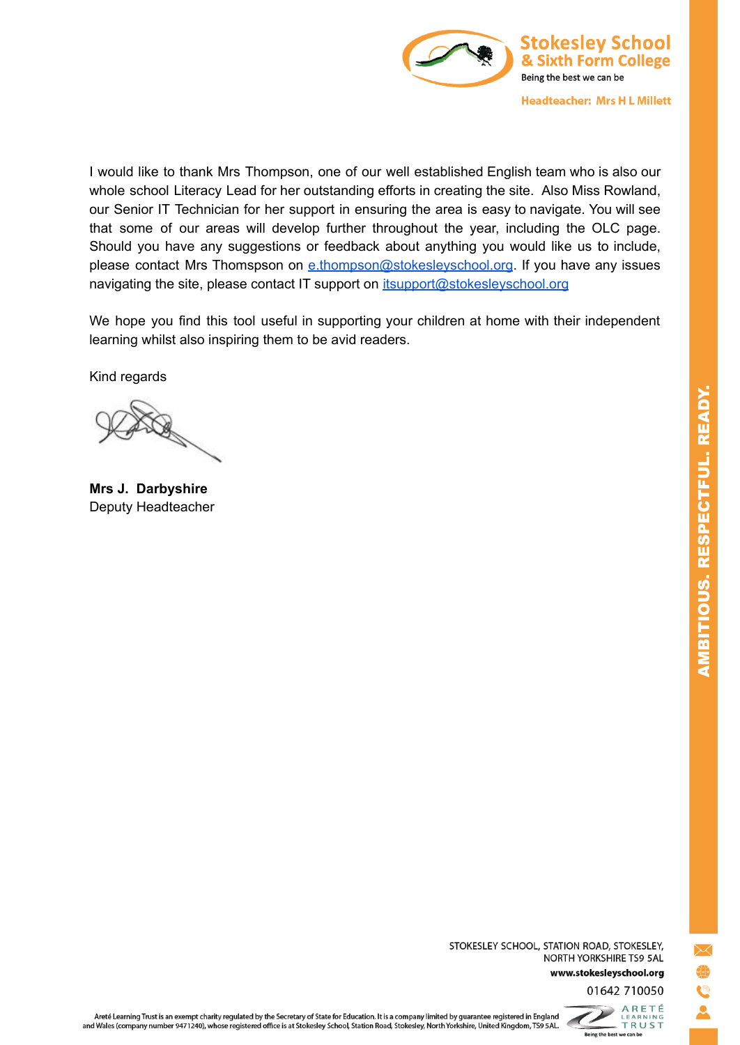I would like to thank Mrs Thompson, one of our well established English team who is also our whole school Literacy Lead for her outstanding efforts in creating the site. Also Miss Rowland, our Senior IT Technician for her support in ensuring the area is easy to navigate. You will see that some of our areas will develop further throughout the year, including the OLC page. Should you have any suggestions or feedback about anything you would like us to include, please contact Mrs Thomspson on e.thompson@stokesleyschool.org. If you have any issues navigating the site, please contact IT support on itsupport@stokesleyschool.org

We hope you find this tool useful in supporting your children at home with their independent learning whilst also inspiring them to be avid readers.

Kind regards

**Mrs J. Darbyshire**
Deputy Headteacher